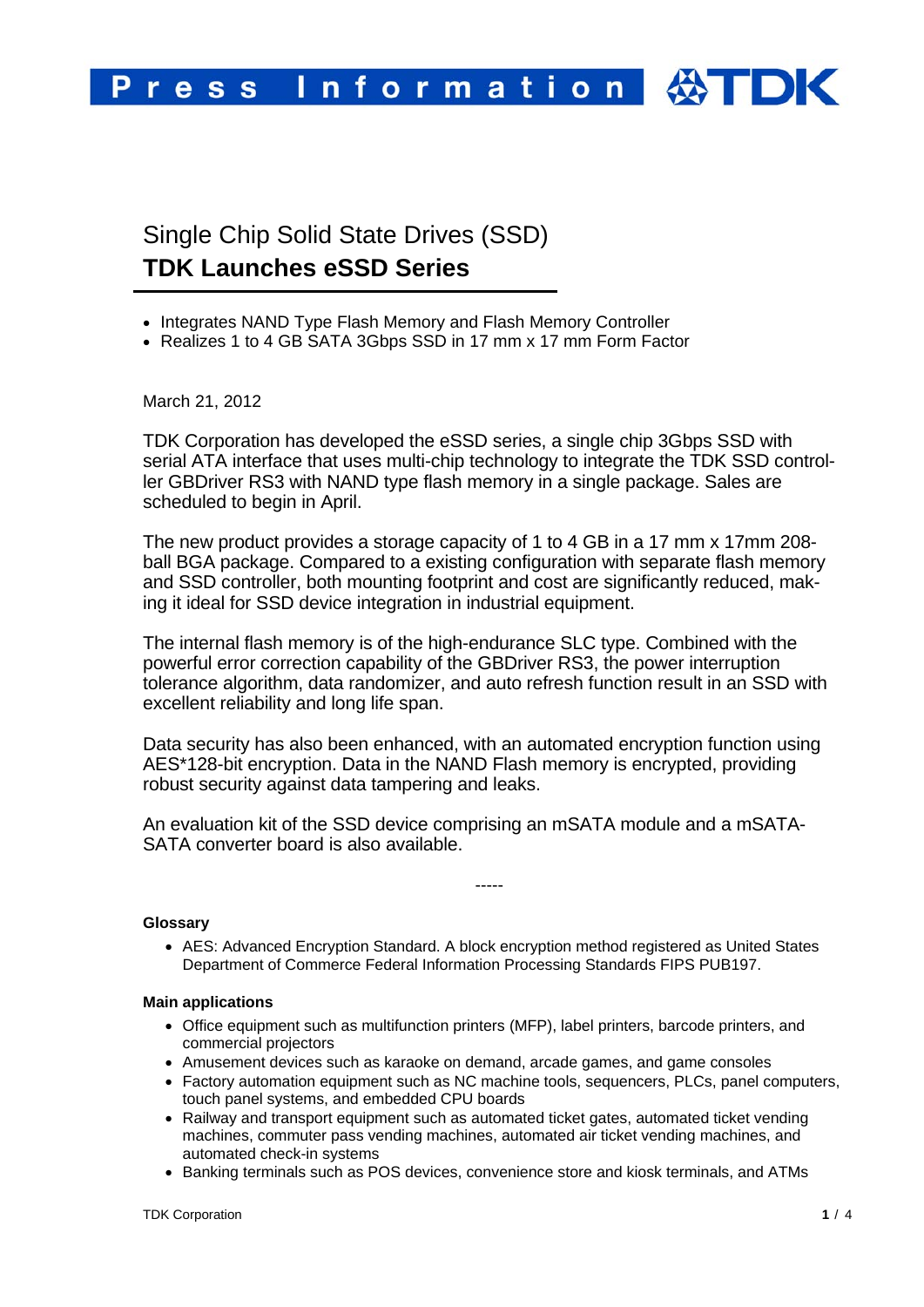# Single Chip Solid State Drives (SSD)

## TDK Launches eSSD Series

- Integrates NAND Type Flash Memory and Flash Memory Controller
- Realizes 1 to 4 GB SATA 3Gbps SSD in 17 mm x 17 mm Form Factor

March 21, 2012

TDK Corporation has developed the eSSD series, a single chip 3Gbps SSD with serial ATA interface that uses multi-chip technology to integrate the TDK SSD controller GBDriver RS3 with NAND type flash memory in a single package. Sales are scheduled to begin in April.

The new product provides a storage capacity of 1 to 4 GB in a 17 mm x 17mm 208-ball BGA package. Compared to a existing configuration with separate flash memory and SSD controller, both mounting footprint and cost are significantly reduced, making it ideal for SSD device integration in industrial equipment.

The internal flash memory is of the high-endurance SLC type. Combined with the powerful error correction capability of the GBDriver RS3, the power interruption tolerance algorithm, data randomizer, and auto refresh function result in an SSD with excellent reliability and long life span.

Data security has also been enhanced, with an automated encryption function using AES*128-bit encryption. Data in the NAND Flash memory is encrypted, providing robust security against data tampering and leaks.

An evaluation kit of the SSD device comprising an mSATA module and a mSATA-SATA converter board is also available.

-----

**Glossary**

- AES: Advanced Encryption Standard. A block encryption method registered as United States Department of Commerce Federal Information Processing Standards FIPS PUB197.

**Main applications**

- Office equipment such as multifunction printers (MFP), label printers, barcode printers, and commercial projectors
- Amusement devices such as karaoke on demand, arcade games, and game consoles
- Factory automation equipment such as NC machine tools, sequencers, PLCs, panel computers, touch panel systems, and embedded CPU boards
- Railway and transport equipment such as automated ticket gates, automated ticket vending machines, commuter pass vending machines, automated air ticket vending machines, and automated check-in systems
- Banking terminals such as POS devices, convenience store and kiosk terminals, and ATMs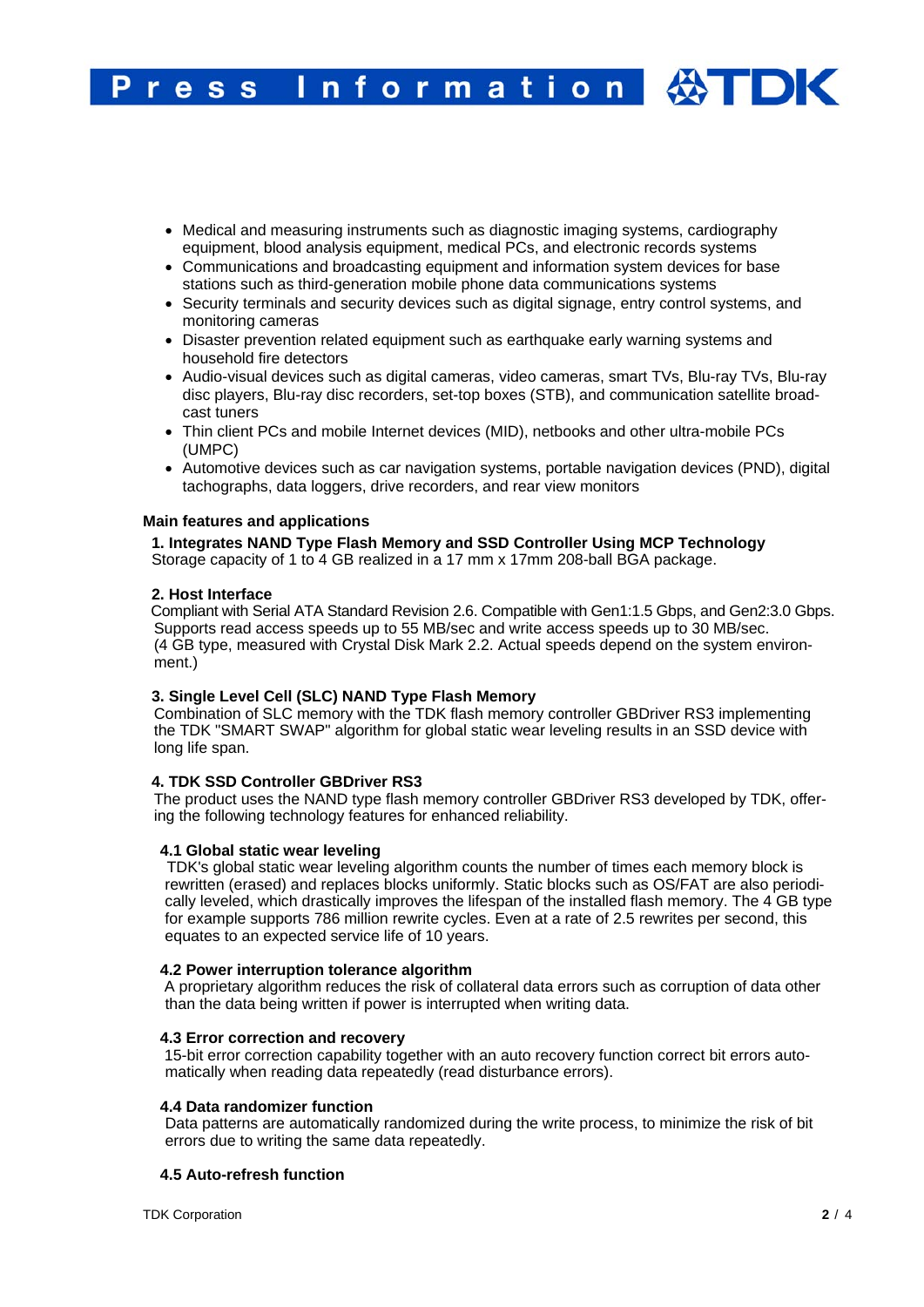- Medical and measuring instruments such as diagnostic imaging systems, cardiography equipment, blood analysis equipment, medical PCs, and electronic records systems
- Communications and broadcasting equipment and information system devices for base stations such as third-generation mobile phone data communications systems
- Security terminals and security devices such as digital signage, entry control systems, and monitoring cameras
- Disaster prevention related equipment such as earthquake early warning systems and household fire detectors
- Audio-visual devices such as digital cameras, video cameras, smart TVs, Blu-ray TVs, Blu-ray disc players, Blu-ray disc recorders, set-top boxes (STB), and communication satellite broadcast tuners
- Thin client PCs and mobile Internet devices (MID), netbooks and other ultra-mobile PCs (UMPC)
- Automotive devices such as car navigation systems, portable navigation devices (PND), digital tachographs, data loggers, drive recorders, and rear view monitors

## Main features and applications

### 1. Integrates NAND Type Flash Memory and SSD Controller Using MCP Technology

Storage capacity of 1 to 4 GB realized in a 17 mm x 17mm 208-ball BGA package.

### 2. Host Interface

Compliant with Serial ATA Standard Revision 2.6. Compatible with Gen1:1.5 Gbps, and Gen2:3.0 Gbps. Supports read access speeds up to 55 MB/sec and write access speeds up to 30 MB/sec. (4 GB type, measured with Crystal Disk Mark 2.2. Actual speeds depend on the system environment.)

### 3. Single Level Cell (SLC) NAND Type Flash Memory

Combination of SLC memory with the TDK flash memory controller GBDriver RS3 implementing the TDK "SMART SWAP" algorithm for global static wear leveling results in an SSD device with long life span.

### 4. TDK SSD Controller GBDriver RS3

The product uses the NAND type flash memory controller GBDriver RS3 developed by TDK, offering the following technology features for enhanced reliability.

#### 4.1 Global static wear leveling

TDK's global static wear leveling algorithm counts the number of times each memory block is rewritten (erased) and replaces blocks uniformly. Static blocks such as OS/FAT are also periodically leveled, which drastically improves the lifespan of the installed flash memory. The 4 GB type for example supports 786 million rewrite cycles. Even at a rate of 2.5 rewrites per second, this equates to an expected service life of 10 years.

#### 4.2 Power interruption tolerance algorithm

A proprietary algorithm reduces the risk of collateral data errors such as corruption of data other than the data being written if power is interrupted when writing data.

#### 4.3 Error correction and recovery

15-bit error correction capability together with an auto recovery function correct bit errors automatically when reading data repeatedly (read disturbance errors).

#### 4.4 Data randomizer function

Data patterns are automatically randomized during the write process, to minimize the risk of bit errors due to writing the same data repeatedly.

#### 4.5 Auto-refresh function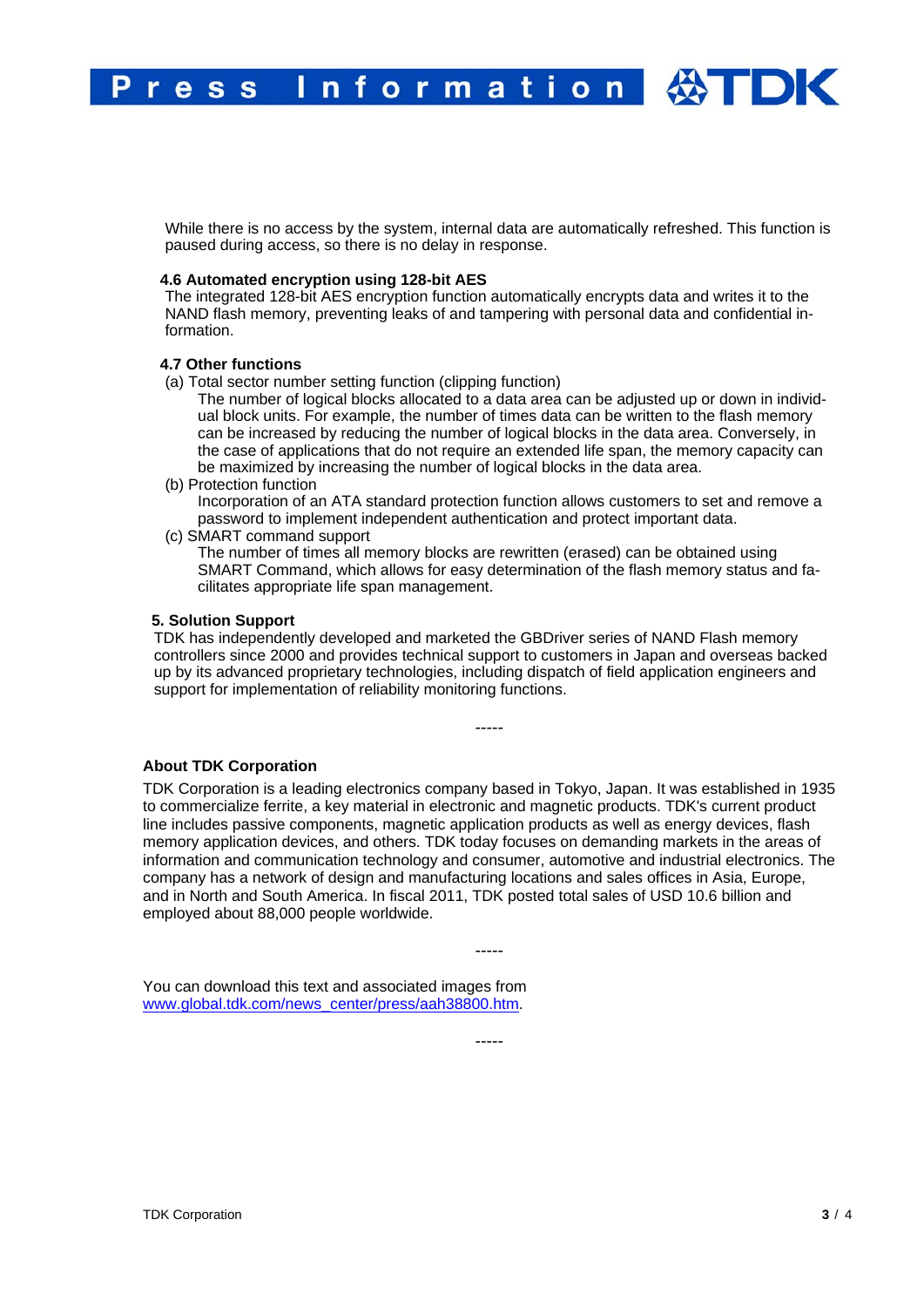While there is no access by the system, internal data are automatically refreshed. This function is paused during access, so there is no delay in response.

**4.6 Automated encryption using 128-bit AES**

The integrated 128-bit AES encryption function automatically encrypts data and writes it to the NAND flash memory, preventing leaks of and tampering with personal data and confidential information.

**4.7 Other functions**

(a) Total sector number setting function (clipping function)

The number of logical blocks allocated to a data area can be adjusted up or down in individual block units. For example, the number of times data can be written to the flash memory can be increased by reducing the number of logical blocks in the data area. Conversely, in the case of applications that do not require an extended life span, the memory capacity can be maximized by increasing the number of logical blocks in the data area.

(b) Protection function

Incorporation of an ATA standard protection function allows customers to set and remove a password to implement independent authentication and protect important data.

(c) SMART command support

The number of times all memory blocks are rewritten (erased) can be obtained using SMART Command, which allows for easy determination of the flash memory status and facilitates appropriate life span management.

**5. Solution Support**

TDK has independently developed and marketed the GBDriver series of NAND Flash memory controllers since 2000 and provides technical support to customers in Japan and overseas backed up by its advanced proprietary technologies, including dispatch of field application engineers and support for implementation of reliability monitoring functions.

-----

**About TDK Corporation**

TDK Corporation is a leading electronics company based in Tokyo, Japan. It was established in 1935 to commercialize ferrite, a key material in electronic and magnetic products. TDK's current product line includes passive components, magnetic application products as well as energy devices, flash memory application devices, and others. TDK today focuses on demanding markets in the areas of information and communication technology and consumer, automotive and industrial electronics. The company has a network of design and manufacturing locations and sales offices in Asia, Europe, and in North and South America. In fiscal 2011, TDK posted total sales of USD 10.6 billion and employed about 88,000 people worldwide.

-----

You can download this text and associated images from www.global.tdk.com/news_center/press/aah38800.htm.

-----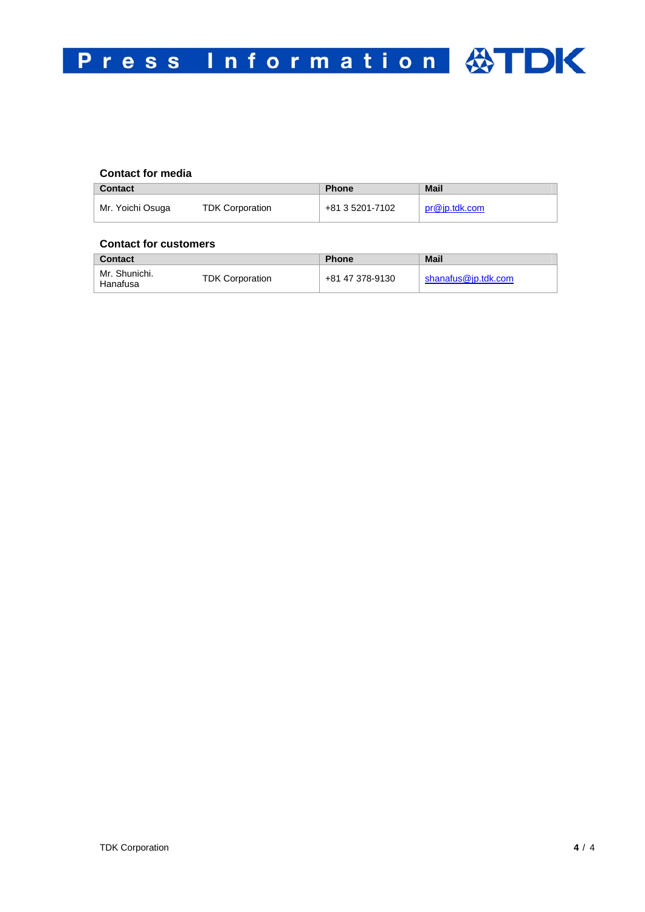### Contact for media

| Contact | | Phone | Mail |
|---|---|---|---|
| Mr. Yoichi Osuga | TDK Corporation | +81 3 5201-7102 | pr@jp.tdk.com |

### Contact for customers

| Contact | | Phone | Mail |
|---|---|---|---|
| Mr. Shunichi. Hanafusa | TDK Corporation | +81 47 378-9130 | shanafus@jp.tdk.com |